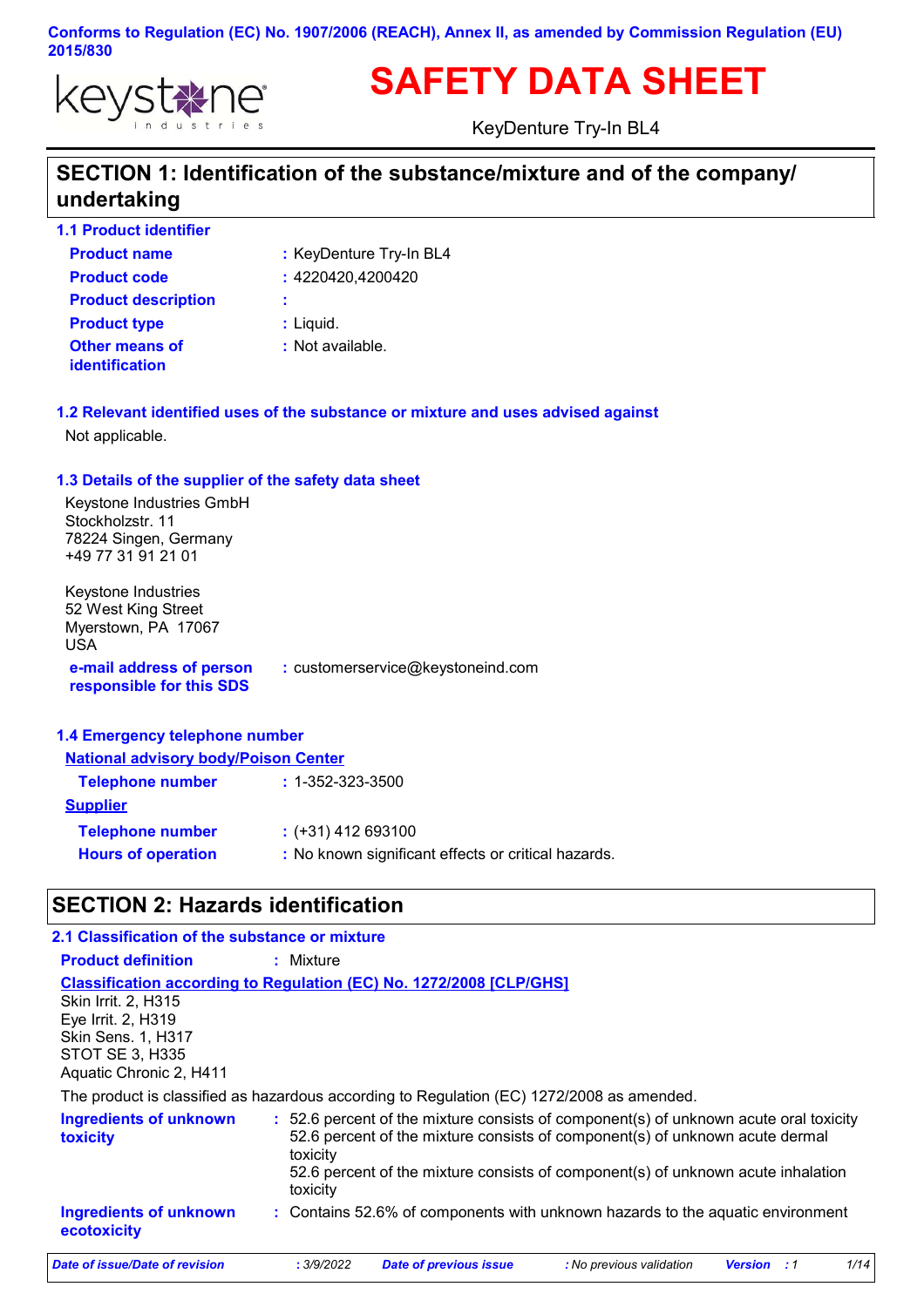**Conforms to Regulation (EC) No. 1907/2006 (REACH), Annex II, as amended by Commission Regulation (EU) 2015/830**

# SAFETY DATA SHEET

KeyDenture Try-In BL4

## SECTION 1: Identification of the substance/mixture and of the company/ undertaking

### 1.1 Product identifier

**Product name** : KeyDenture Try-In BL4

**Product code** : 4220420,4200420

**Product description** :

**Product type** : Liquid.

**Other means of identification** : Not available.

### 1.2 Relevant identified uses of the substance or mixture and uses advised against

Not applicable.

### 1.3 Details of the supplier of the safety data sheet

Keystone Industries GmbH
Stockholzstr. 11
78224 Singen, Germany
+49 77 31 91 21 01

Keystone Industries
52 West King Street
Myerstown, PA 17067
USA

**e-mail address of person responsible for this SDS** : customerservice@keystoneind.com

### 1.4 Emergency telephone number

**National advisory body/Poison Center**

**Telephone number** : 1-352-323-3500

**Supplier**

**Telephone number** : (+31) 412 693100

**Hours of operation** : No known significant effects or critical hazards.

## SECTION 2: Hazards identification

### 2.1 Classification of the substance or mixture

**Product definition** : Mixture

**Classification according to Regulation (EC) No. 1272/2008 [CLP/GHS]**

Skin Irrit. 2, H315
Eye Irrit. 2, H319
Skin Sens. 1, H317
STOT SE 3, H335
Aquatic Chronic 2, H411

The product is classified as hazardous according to Regulation (EC) 1272/2008 as amended.

**Ingredients of unknown toxicity** : 52.6 percent of the mixture consists of component(s) of unknown acute oral toxicity
52.6 percent of the mixture consists of component(s) of unknown acute dermal toxicity
52.6 percent of the mixture consists of component(s) of unknown acute inhalation toxicity

**Ingredients of unknown ecotoxicity** : Contains 52.6% of components with unknown hazards to the aquatic environment

*Date of issue/Date of revision* : 3/9/2022 *Date of previous issue* : No previous validation *Version* : 1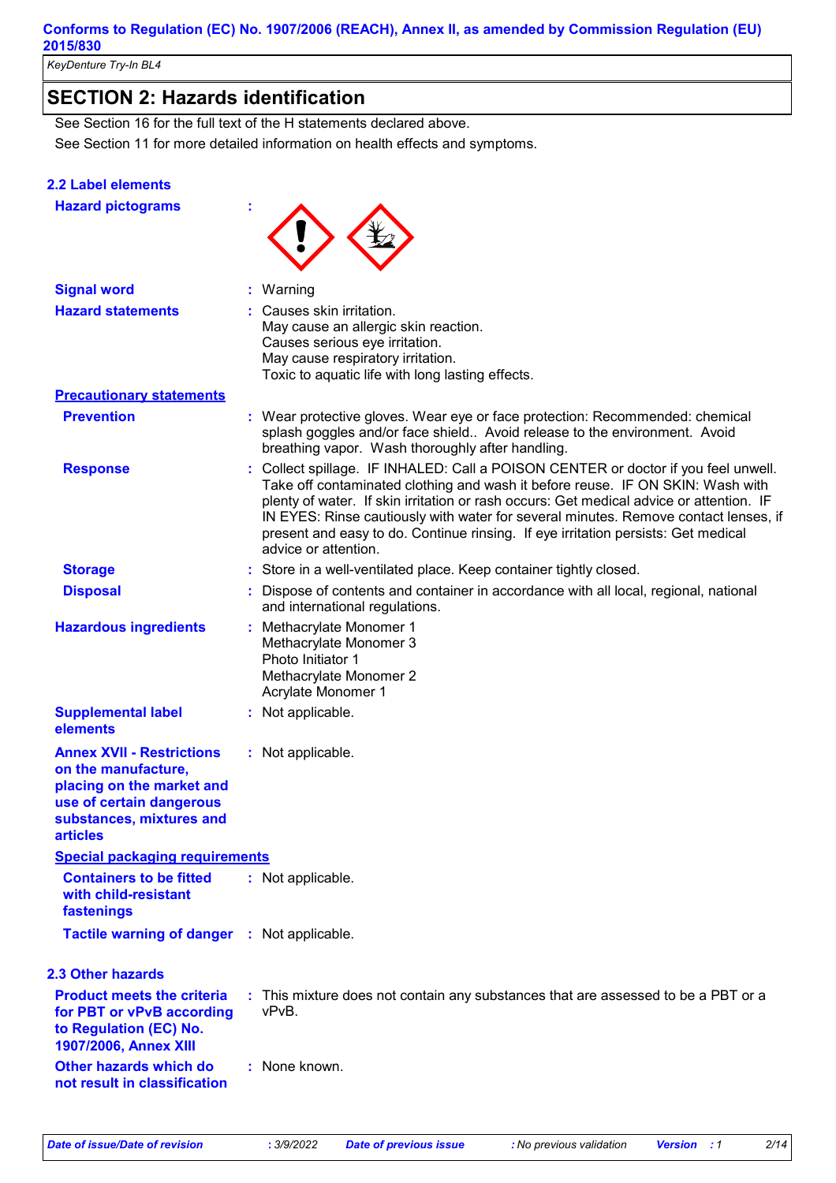## SECTION 2: Hazards identification

See Section 16 for the full text of the H statements declared above.

See Section 11 for more detailed information on health effects and symptoms.

### 2.2 Label elements

**Hazard pictograms** :

**Signal word** : Warning

**Hazard statements** : Causes skin irritation.
May cause an allergic skin reaction.
Causes serious eye irritation.
May cause respiratory irritation.
Toxic to aquatic life with long lasting effects.

**Precautionary statements**

**Prevention** : Wear protective gloves. Wear eye or face protection: Recommended: chemical splash goggles and/or face shield.. Avoid release to the environment. Avoid breathing vapor. Wash thoroughly after handling.

**Response** : Collect spillage. IF INHALED: Call a POISON CENTER or doctor if you feel unwell. Take off contaminated clothing and wash it before reuse. IF ON SKIN: Wash with plenty of water. If skin irritation or rash occurs: Get medical advice or attention. IF IN EYES: Rinse cautiously with water for several minutes. Remove contact lenses, if present and easy to do. Continue rinsing. If eye irritation persists: Get medical advice or attention.

**Storage** : Store in a well-ventilated place. Keep container tightly closed.

**Disposal** : Dispose of contents and container in accordance with all local, regional, national and international regulations.

**Hazardous ingredients** : Methacrylate Monomer 1
Methacrylate Monomer 3
Photo Initiator 1
Methacrylate Monomer 2
Acrylate Monomer 1

**Supplemental label elements** : Not applicable.

**Annex XVII - Restrictions on the manufacture, placing on the market and use of certain dangerous substances, mixtures and articles** : Not applicable.

**Special packaging requirements**

**Containers to be fitted with child-resistant fastenings** : Not applicable.

**Tactile warning of danger** : Not applicable.

### 2.3 Other hazards

**Product meets the criteria for PBT or vPvB according to Regulation (EC) No. 1907/2006, Annex XIII** : This mixture does not contain any substances that are assessed to be a PBT or a vPvB.

**Other hazards which do not result in classification** : None known.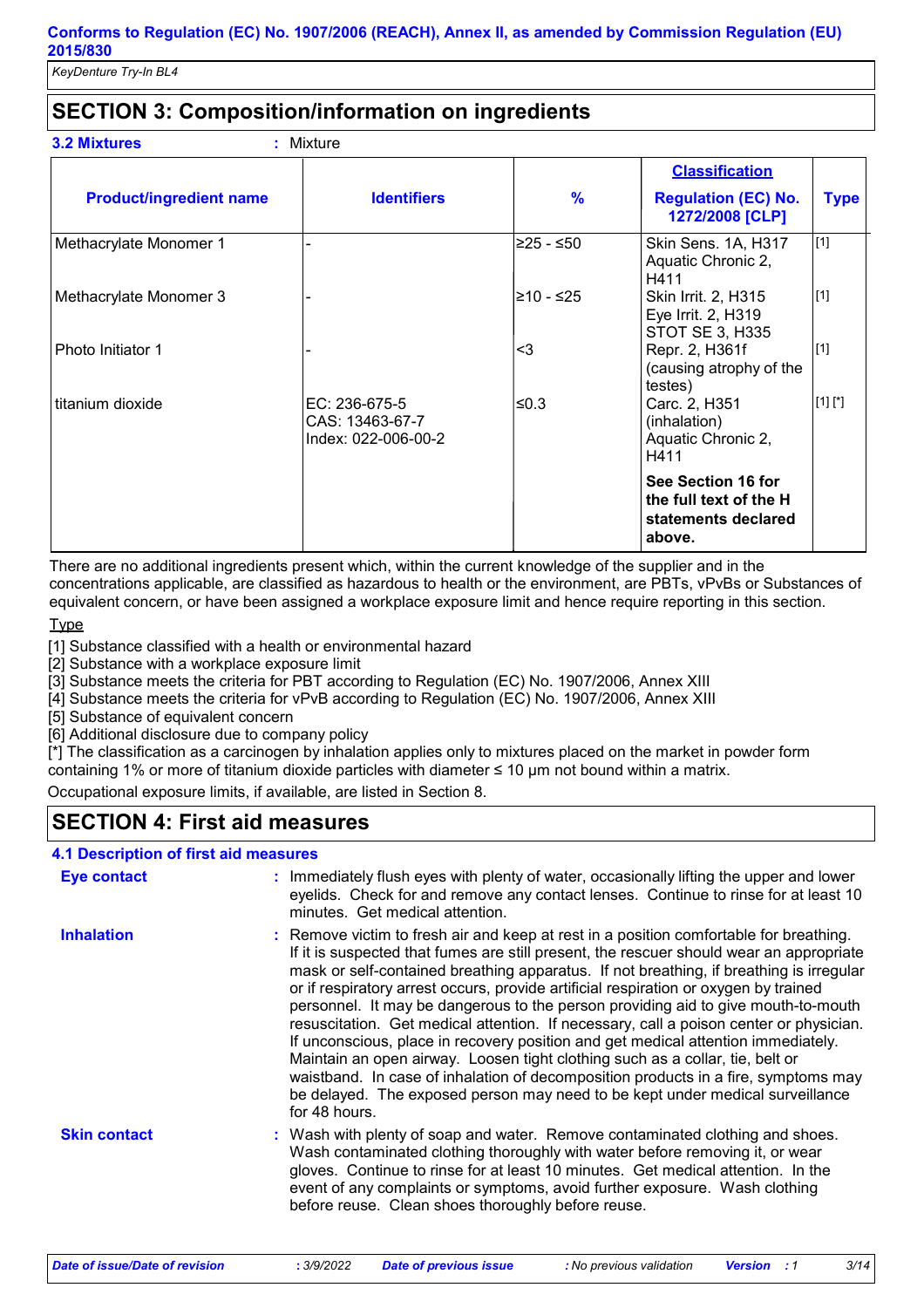## SECTION 3: Composition/information on ingredients

**3.2 Mixtures** : Mixture

| Product/ingredient name | Identifiers | % | Classification Regulation (EC) No. 1272/2008 [CLP] | Type |
|---|---|---|---|---|
| Methacrylate Monomer 1 | - | ≥25 - ≤50 | Skin Sens. 1A, H317<br>Aquatic Chronic 2, H411 | [1] |
| Methacrylate Monomer 3 | - | ≥10 - ≤25 | Skin Irrit. 2, H315<br>Eye Irrit. 2, H319<br>STOT SE 3, H335 | [1] |
| Photo Initiator 1 | - | <3 | Repr. 2, H361f (causing atrophy of the testes) | [1] |
| titanium dioxide | EC: 236-675-5<br>CAS: 13463-67-7<br>Index: 022-006-00-2 | ≤0.3 | Carc. 2, H351 (inhalation)<br>Aquatic Chronic 2, H411 | [1] [*] |
| | | | **See Section 16 for the full text of the H statements declared above.** | |

There are no additional ingredients present which, within the current knowledge of the supplier and in the concentrations applicable, are classified as hazardous to health or the environment, are PBTs, vPvBs or Substances of equivalent concern, or have been assigned a workplace exposure limit and hence require reporting in this section.

Type

[1] Substance classified with a health or environmental hazard
[2] Substance with a workplace exposure limit
[3] Substance meets the criteria for PBT according to Regulation (EC) No. 1907/2006, Annex XIII
[4] Substance meets the criteria for vPvB according to Regulation (EC) No. 1907/2006, Annex XIII
[5] Substance of equivalent concern
[6] Additional disclosure due to company policy
[*] The classification as a carcinogen by inhalation applies only to mixtures placed on the market in powder form containing 1% or more of titanium dioxide particles with diameter ≤ 10 μm not bound within a matrix.

Occupational exposure limits, if available, are listed in Section 8.

## SECTION 4: First aid measures

### 4.1 Description of first aid measures

**Eye contact** : Immediately flush eyes with plenty of water, occasionally lifting the upper and lower eyelids. Check for and remove any contact lenses. Continue to rinse for at least 10 minutes. Get medical attention.

**Inhalation** : Remove victim to fresh air and keep at rest in a position comfortable for breathing. If it is suspected that fumes are still present, the rescuer should wear an appropriate mask or self-contained breathing apparatus. If not breathing, if breathing is irregular or if respiratory arrest occurs, provide artificial respiration or oxygen by trained personnel. It may be dangerous to the person providing aid to give mouth-to-mouth resuscitation. Get medical attention. If necessary, call a poison center or physician. If unconscious, place in recovery position and get medical attention immediately. Maintain an open airway. Loosen tight clothing such as a collar, tie, belt or waistband. In case of inhalation of decomposition products in a fire, symptoms may be delayed. The exposed person may need to be kept under medical surveillance for 48 hours.

**Skin contact** : Wash with plenty of soap and water. Remove contaminated clothing and shoes. Wash contaminated clothing thoroughly with water before removing it, or wear gloves. Continue to rinse for at least 10 minutes. Get medical attention. In the event of any complaints or symptoms, avoid further exposure. Wash clothing before reuse. Clean shoes thoroughly before reuse.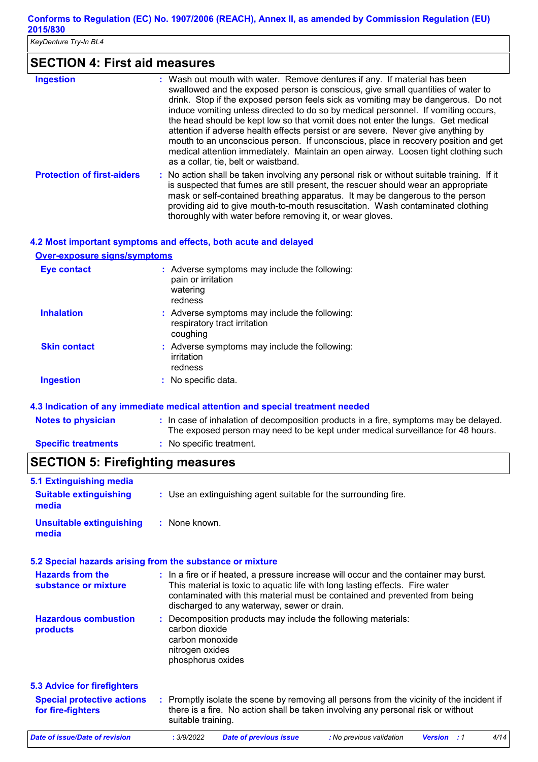## SECTION 4: First aid measures

**Ingestion** : Wash out mouth with water. Remove dentures if any. If material has been swallowed and the exposed person is conscious, give small quantities of water to drink. Stop if the exposed person feels sick as vomiting may be dangerous. Do not induce vomiting unless directed to do so by medical personnel. If vomiting occurs, the head should be kept low so that vomit does not enter the lungs. Get medical attention if adverse health effects persist or are severe. Never give anything by mouth to an unconscious person. If unconscious, place in recovery position and get medical attention immediately. Maintain an open airway. Loosen tight clothing such as a collar, tie, belt or waistband.

**Protection of first-aiders** : No action shall be taken involving any personal risk or without suitable training. If it is suspected that fumes are still present, the rescuer should wear an appropriate mask or self-contained breathing apparatus. It may be dangerous to the person providing aid to give mouth-to-mouth resuscitation. Wash contaminated clothing thoroughly with water before removing it, or wear gloves.

### 4.2 Most important symptoms and effects, both acute and delayed

**Over-exposure signs/symptoms**

**Eye contact** : Adverse symptoms may include the following:
pain or irritation
watering
redness

**Inhalation** : Adverse symptoms may include the following:
respiratory tract irritation
coughing

**Skin contact** : Adverse symptoms may include the following:
irritation
redness

**Ingestion** : No specific data.

### 4.3 Indication of any immediate medical attention and special treatment needed

**Notes to physician** : In case of inhalation of decomposition products in a fire, symptoms may be delayed. The exposed person may need to be kept under medical surveillance for 48 hours.

**Specific treatments** : No specific treatment.

## SECTION 5: Firefighting measures

### 5.1 Extinguishing media

**Suitable extinguishing media** : Use an extinguishing agent suitable for the surrounding fire.

**Unsuitable extinguishing media** : None known.

### 5.2 Special hazards arising from the substance or mixture

**Hazards from the substance or mixture** : In a fire or if heated, a pressure increase will occur and the container may burst. This material is toxic to aquatic life with long lasting effects. Fire water contaminated with this material must be contained and prevented from being discharged to any waterway, sewer or drain.

**Hazardous combustion products** : Decomposition products may include the following materials:
carbon dioxide
carbon monoxide
nitrogen oxides
phosphorus oxides

### 5.3 Advice for firefighters

**Special protective actions for fire-fighters** : Promptly isolate the scene by removing all persons from the vicinity of the incident if there is a fire. No action shall be taken involving any personal risk or without suitable training.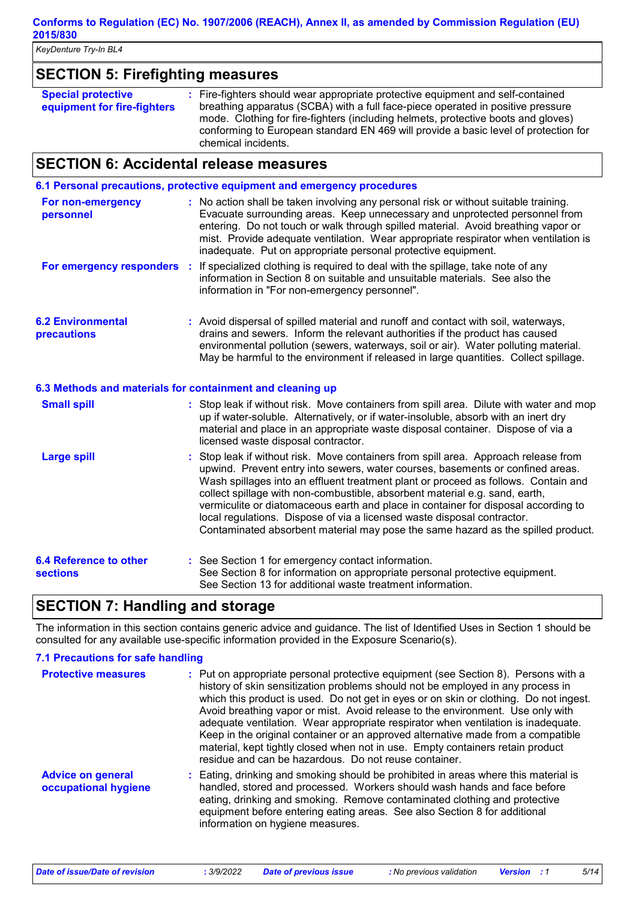## SECTION 5: Firefighting measures

**Special protective equipment for fire-fighters** : Fire-fighters should wear appropriate protective equipment and self-contained breathing apparatus (SCBA) with a full face-piece operated in positive pressure mode. Clothing for fire-fighters (including helmets, protective boots and gloves) conforming to European standard EN 469 will provide a basic level of protection for chemical incidents.

## SECTION 6: Accidental release measures

### 6.1 Personal precautions, protective equipment and emergency procedures

**For non-emergency personnel** : No action shall be taken involving any personal risk or without suitable training. Evacuate surrounding areas. Keep unnecessary and unprotected personnel from entering. Do not touch or walk through spilled material. Avoid breathing vapor or mist. Provide adequate ventilation. Wear appropriate respirator when ventilation is inadequate. Put on appropriate personal protective equipment.

**For emergency responders** : If specialized clothing is required to deal with the spillage, take note of any information in Section 8 on suitable and unsuitable materials. See also the information in "For non-emergency personnel".

### 6.2 Environmental precautions

: Avoid dispersal of spilled material and runoff and contact with soil, waterways, drains and sewers. Inform the relevant authorities if the product has caused environmental pollution (sewers, waterways, soil or air). Water polluting material. May be harmful to the environment if released in large quantities. Collect spillage.

### 6.3 Methods and materials for containment and cleaning up

**Small spill** : Stop leak if without risk. Move containers from spill area. Dilute with water and mop up if water-soluble. Alternatively, or if water-insoluble, absorb with an inert dry material and place in an appropriate waste disposal container. Dispose of via a licensed waste disposal contractor.

**Large spill** : Stop leak if without risk. Move containers from spill area. Approach release from upwind. Prevent entry into sewers, water courses, basements or confined areas. Wash spillages into an effluent treatment plant or proceed as follows. Contain and collect spillage with non-combustible, absorbent material e.g. sand, earth, vermiculite or diatomaceous earth and place in container for disposal according to local regulations. Dispose of via a licensed waste disposal contractor. Contaminated absorbent material may pose the same hazard as the spilled product.

### 6.4 Reference to other sections

: See Section 1 for emergency contact information.
See Section 8 for information on appropriate personal protective equipment.
See Section 13 for additional waste treatment information.

## SECTION 7: Handling and storage

The information in this section contains generic advice and guidance. The list of Identified Uses in Section 1 should be consulted for any available use-specific information provided in the Exposure Scenario(s).

### 7.1 Precautions for safe handling

**Protective measures** : Put on appropriate personal protective equipment (see Section 8). Persons with a history of skin sensitization problems should not be employed in any process in which this product is used. Do not get in eyes or on skin or clothing. Do not ingest. Avoid breathing vapor or mist. Avoid release to the environment. Use only with adequate ventilation. Wear appropriate respirator when ventilation is inadequate. Keep in the original container or an approved alternative made from a compatible material, kept tightly closed when not in use. Empty containers retain product residue and can be hazardous. Do not reuse container.

**Advice on general occupational hygiene** : Eating, drinking and smoking should be prohibited in areas where this material is handled, stored and processed. Workers should wash hands and face before eating, drinking and smoking. Remove contaminated clothing and protective equipment before entering eating areas. See also Section 8 for additional information on hygiene measures.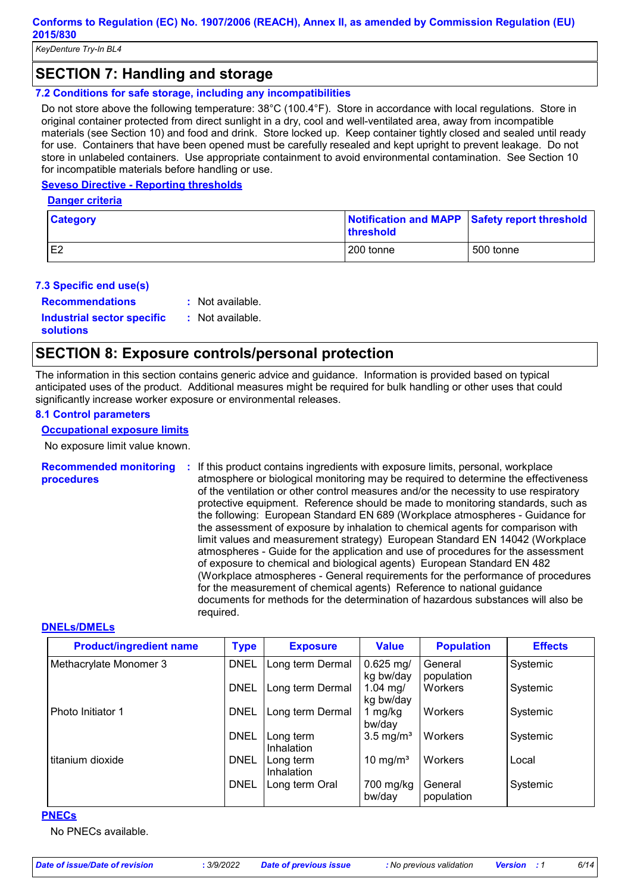## SECTION 7: Handling and storage

### 7.2 Conditions for safe storage, including any incompatibilities

Do not store above the following temperature: 38°C (100.4°F). Store in accordance with local regulations. Store in original container protected from direct sunlight in a dry, cool and well-ventilated area, away from incompatible materials (see Section 10) and food and drink. Store locked up. Keep container tightly closed and sealed until ready for use. Containers that have been opened must be carefully resealed and kept upright to prevent leakage. Do not store in unlabeled containers. Use appropriate containment to avoid environmental contamination. See Section 10 for incompatible materials before handling or use.

**Seveso Directive - Reporting thresholds**

**Danger criteria**

| Category | Notification and MAPP threshold | Safety report threshold |
|---|---|---|
| E2 | 200 tonne | 500 tonne |

### 7.3 Specific end use(s)

**Recommendations** : Not available.

**Industrial sector specific solutions** : Not available.

## SECTION 8: Exposure controls/personal protection

The information in this section contains generic advice and guidance. Information is provided based on typical anticipated uses of the product. Additional measures might be required for bulk handling or other uses that could significantly increase worker exposure or environmental releases.

### 8.1 Control parameters

**Occupational exposure limits**

No exposure limit value known.

**Recommended monitoring procedures** : If this product contains ingredients with exposure limits, personal, workplace atmosphere or biological monitoring may be required to determine the effectiveness of the ventilation or other control measures and/or the necessity to use respiratory protective equipment. Reference should be made to monitoring standards, such as the following: European Standard EN 689 (Workplace atmospheres - Guidance for the assessment of exposure by inhalation to chemical agents for comparison with limit values and measurement strategy) European Standard EN 14042 (Workplace atmospheres - Guide for the application and use of procedures for the assessment of exposure to chemical and biological agents) European Standard EN 482 (Workplace atmospheres - General requirements for the performance of procedures for the measurement of chemical agents) Reference to national guidance documents for methods for the determination of hazardous substances will also be required.

**DNELs/DMELs**

| Product/ingredient name | Type | Exposure | Value | Population | Effects |
|---|---|---|---|---|---|
| Methacrylate Monomer 3 | DNEL | Long term Dermal | 0.625 mg/kg bw/day | General population | Systemic |
| | DNEL | Long term Dermal | 1.04 mg/kg bw/day | Workers | Systemic |
| Photo Initiator 1 | DNEL | Long term Dermal | 1 mg/kg bw/day | Workers | Systemic |
| | DNEL | Long term Inhalation | 3.5 mg/m³ | Workers | Systemic |
| titanium dioxide | DNEL | Long term Inhalation | 10 mg/m³ | Workers | Local |
| | DNEL | Long term Oral | 700 mg/kg bw/day | General population | Systemic |

**PNECs**

No PNECs available.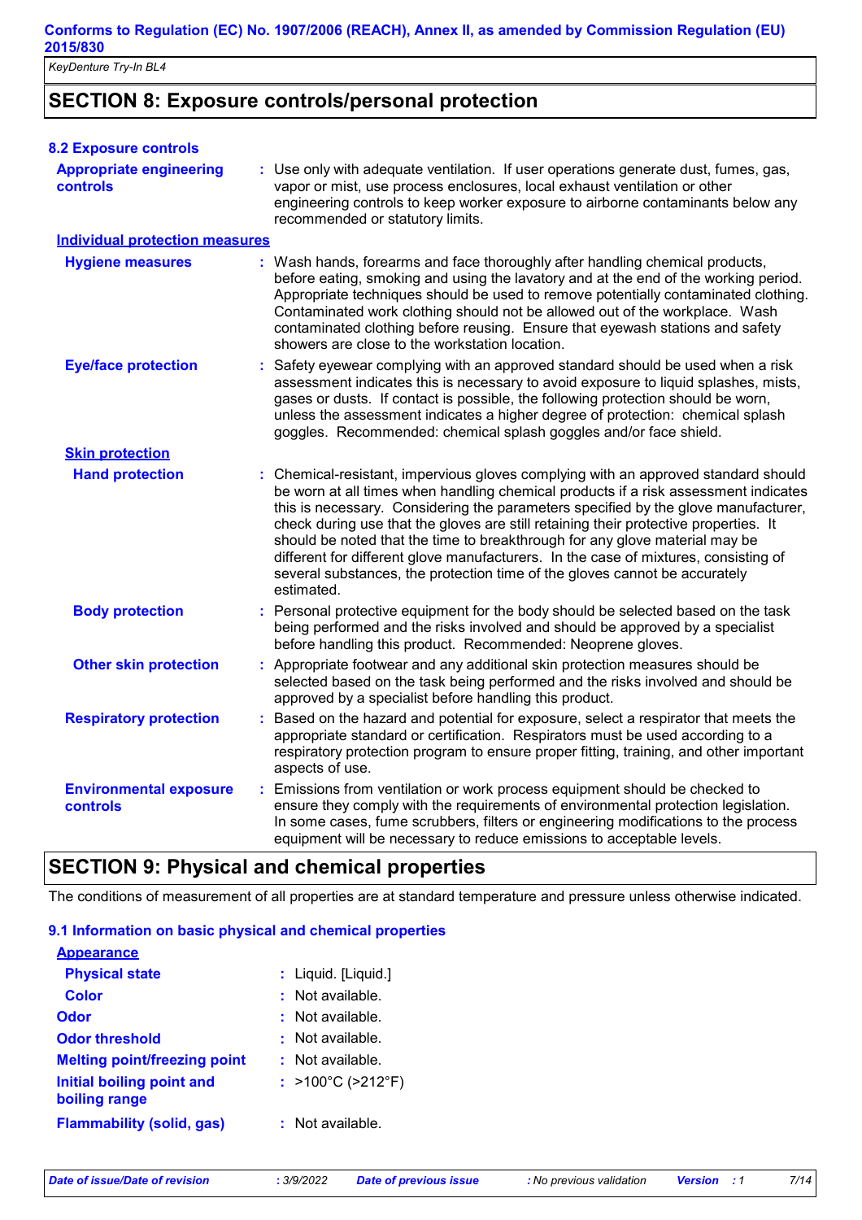## SECTION 8: Exposure controls/personal protection

### 8.2 Exposure controls

**Appropriate engineering controls** : Use only with adequate ventilation. If user operations generate dust, fumes, gas, vapor or mist, use process enclosures, local exhaust ventilation or other engineering controls to keep worker exposure to airborne contaminants below any recommended or statutory limits.

**Individual protection measures**

**Hygiene measures** : Wash hands, forearms and face thoroughly after handling chemical products, before eating, smoking and using the lavatory and at the end of the working period. Appropriate techniques should be used to remove potentially contaminated clothing. Contaminated work clothing should not be allowed out of the workplace. Wash contaminated clothing before reusing. Ensure that eyewash stations and safety showers are close to the workstation location.

**Eye/face protection** : Safety eyewear complying with an approved standard should be used when a risk assessment indicates this is necessary to avoid exposure to liquid splashes, mists, gases or dusts. If contact is possible, the following protection should be worn, unless the assessment indicates a higher degree of protection: chemical splash goggles. Recommended: chemical splash goggles and/or face shield.

**Skin protection**

**Hand protection** : Chemical-resistant, impervious gloves complying with an approved standard should be worn at all times when handling chemical products if a risk assessment indicates this is necessary. Considering the parameters specified by the glove manufacturer, check during use that the gloves are still retaining their protective properties. It should be noted that the time to breakthrough for any glove material may be different for different glove manufacturers. In the case of mixtures, consisting of several substances, the protection time of the gloves cannot be accurately estimated.

**Body protection** : Personal protective equipment for the body should be selected based on the task being performed and the risks involved and should be approved by a specialist before handling this product. Recommended: Neoprene gloves.

**Other skin protection** : Appropriate footwear and any additional skin protection measures should be selected based on the task being performed and the risks involved and should be approved by a specialist before handling this product.

**Respiratory protection** : Based on the hazard and potential for exposure, select a respirator that meets the appropriate standard or certification. Respirators must be used according to a respiratory protection program to ensure proper fitting, training, and other important aspects of use.

**Environmental exposure controls** : Emissions from ventilation or work process equipment should be checked to ensure they comply with the requirements of environmental protection legislation. In some cases, fume scrubbers, filters or engineering modifications to the process equipment will be necessary to reduce emissions to acceptable levels.

## SECTION 9: Physical and chemical properties

The conditions of measurement of all properties are at standard temperature and pressure unless otherwise indicated.

### 9.1 Information on basic physical and chemical properties

**Appearance**

**Physical state** : Liquid. [Liquid.]

**Color** : Not available.

**Odor** : Not available.

**Odor threshold** : Not available.

**Melting point/freezing point** : Not available.

**Initial boiling point and boiling range** : >100°C (>212°F)

**Flammability (solid, gas)** : Not available.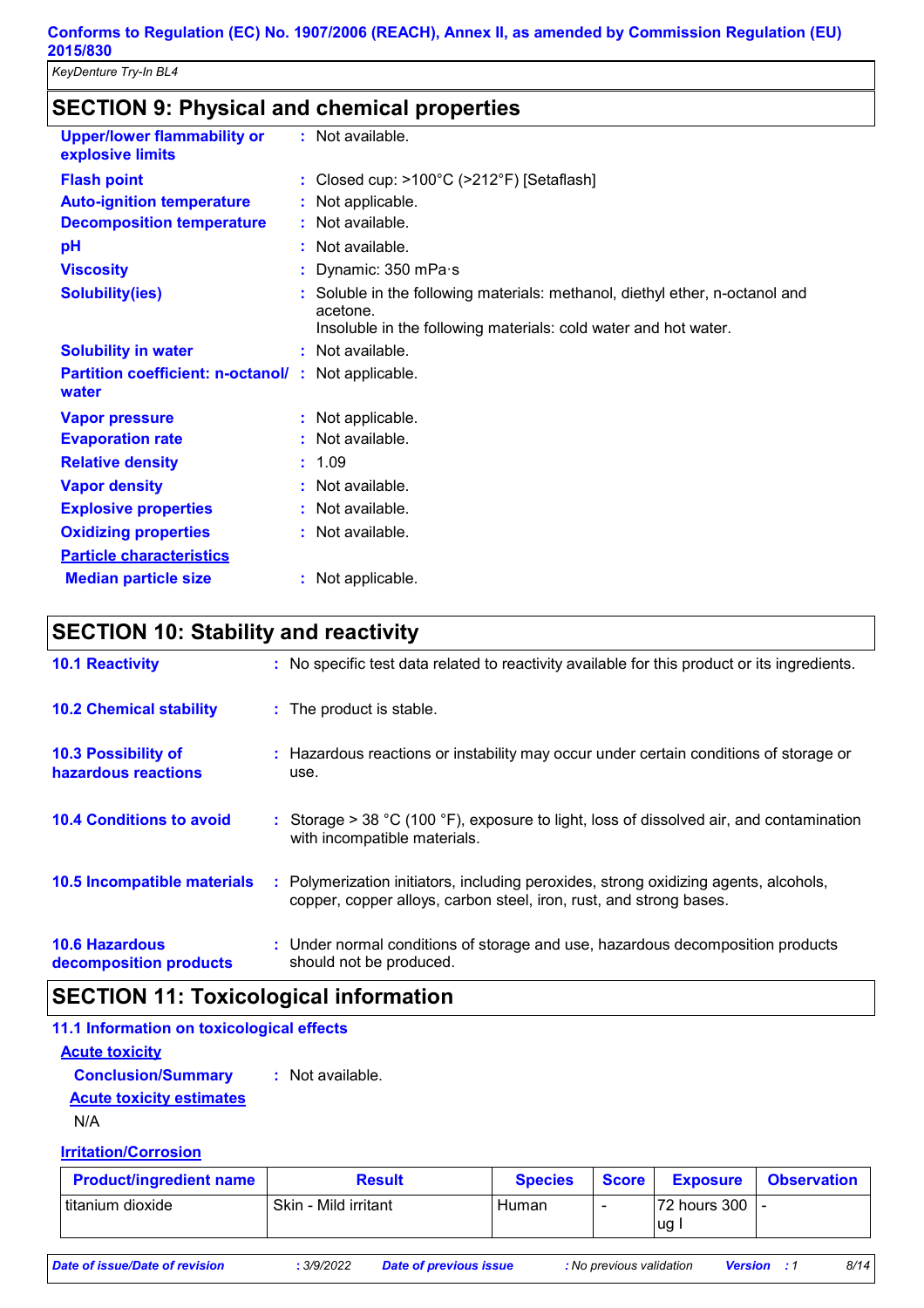## SECTION 9: Physical and chemical properties

| | | |
|---|---|---|
| **Upper/lower flammability or explosive limits** | : | Not available. |
| **Flash point** | : | Closed cup: >100°C (>212°F) [Setaflash] |
| **Auto-ignition temperature** | : | Not applicable. |
| **Decomposition temperature** | : | Not available. |
| **pH** | : | Not available. |
| **Viscosity** | : | Dynamic: 350 mPa·s |
| **Solubility(ies)** | : | Soluble in the following materials: methanol, diethyl ether, n-octanol and acetone.<br>Insoluble in the following materials: cold water and hot water. |
| **Solubility in water** | : | Not available. |
| **Partition coefficient: n-octanol/ water** | : | Not applicable. |
| **Vapor pressure** | : | Not applicable. |
| **Evaporation rate** | : | Not available. |
| **Relative density** | : | 1.09 |
| **Vapor density** | : | Not available. |
| **Explosive properties** | : | Not available. |
| **Oxidizing properties** | : | Not available. |
| **Particle characteristics** | | |
| **Median particle size** | : | Not applicable. |

## SECTION 10: Stability and reactivity

| | | |
|---|---|---|
| **10.1 Reactivity** | : | No specific test data related to reactivity available for this product or its ingredients. |
| **10.2 Chemical stability** | : | The product is stable. |
| **10.3 Possibility of hazardous reactions** | : | Hazardous reactions or instability may occur under certain conditions of storage or use. |
| **10.4 Conditions to avoid** | : | Storage > 38 °C (100 °F), exposure to light, loss of dissolved air, and contamination with incompatible materials. |
| **10.5 Incompatible materials** | : | Polymerization initiators, including peroxides, strong oxidizing agents, alcohols, copper, copper alloys, carbon steel, iron, rust, and strong bases. |
| **10.6 Hazardous decomposition products** | : | Under normal conditions of storage and use, hazardous decomposition products should not be produced. |

## SECTION 11: Toxicological information

### 11.1 Information on toxicological effects

**Acute toxicity**

**Conclusion/Summary** : Not available.

**Acute toxicity estimates**

N/A

**Irritation/Corrosion**

| Product/ingredient name | Result | Species | Score | Exposure | Observation |
|---|---|---|---|---|---|
| titanium dioxide | Skin - Mild irritant | Human | - | 72 hours 300 ug I | - |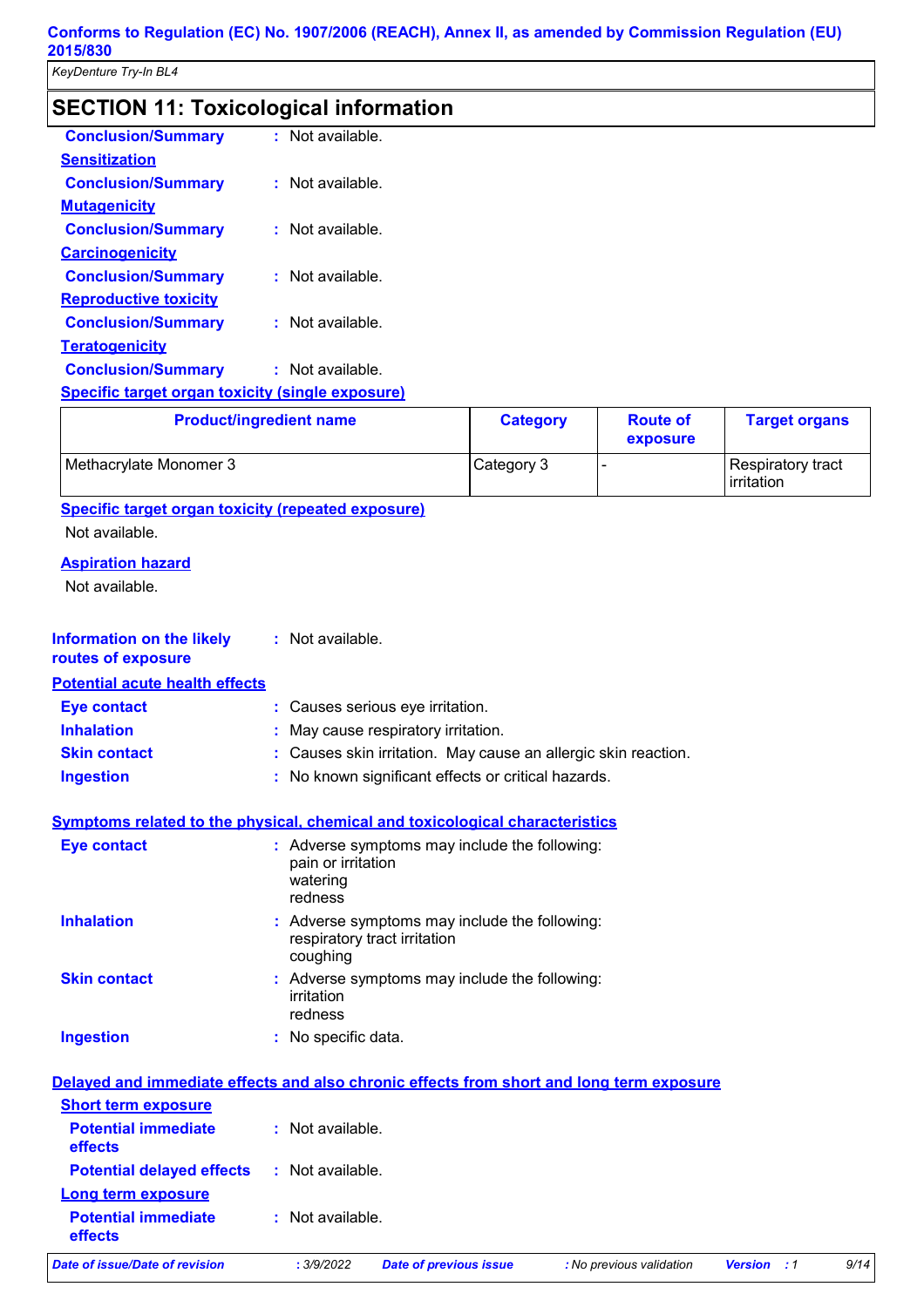## SECTION 11: Toxicological information

**Conclusion/Summary** : Not available.

**Sensitization**

**Conclusion/Summary** : Not available.

**Mutagenicity**

**Conclusion/Summary** : Not available.

**Carcinogenicity**

**Conclusion/Summary** : Not available.

**Reproductive toxicity**

**Conclusion/Summary** : Not available.

**Teratogenicity**

**Conclusion/Summary** : Not available.

**Specific target organ toxicity (single exposure)**

| Product/ingredient name | Category | Route of exposure | Target organs |
| --- | --- | --- | --- |
| Methacrylate Monomer 3 | Category 3 | - | Respiratory tract irritation |

**Specific target organ toxicity (repeated exposure)**

Not available.

**Aspiration hazard**

Not available.

**Information on the likely routes of exposure** : Not available.

**Potential acute health effects**

**Eye contact** : Causes serious eye irritation.

**Inhalation** : May cause respiratory irritation.

**Skin contact** : Causes skin irritation. May cause an allergic skin reaction.

**Ingestion** : No known significant effects or critical hazards.

**Symptoms related to the physical, chemical and toxicological characteristics**

**Eye contact** : Adverse symptoms may include the following:
pain or irritation
watering
redness

**Inhalation** : Adverse symptoms may include the following:
respiratory tract irritation
coughing

**Skin contact** : Adverse symptoms may include the following:
irritation
redness

**Ingestion** : No specific data.

**Delayed and immediate effects and also chronic effects from short and long term exposure**

**Short term exposure**

**Potential immediate effects** : Not available.

**Potential delayed effects** : Not available.

**Long term exposure**

**Potential immediate effects** : Not available.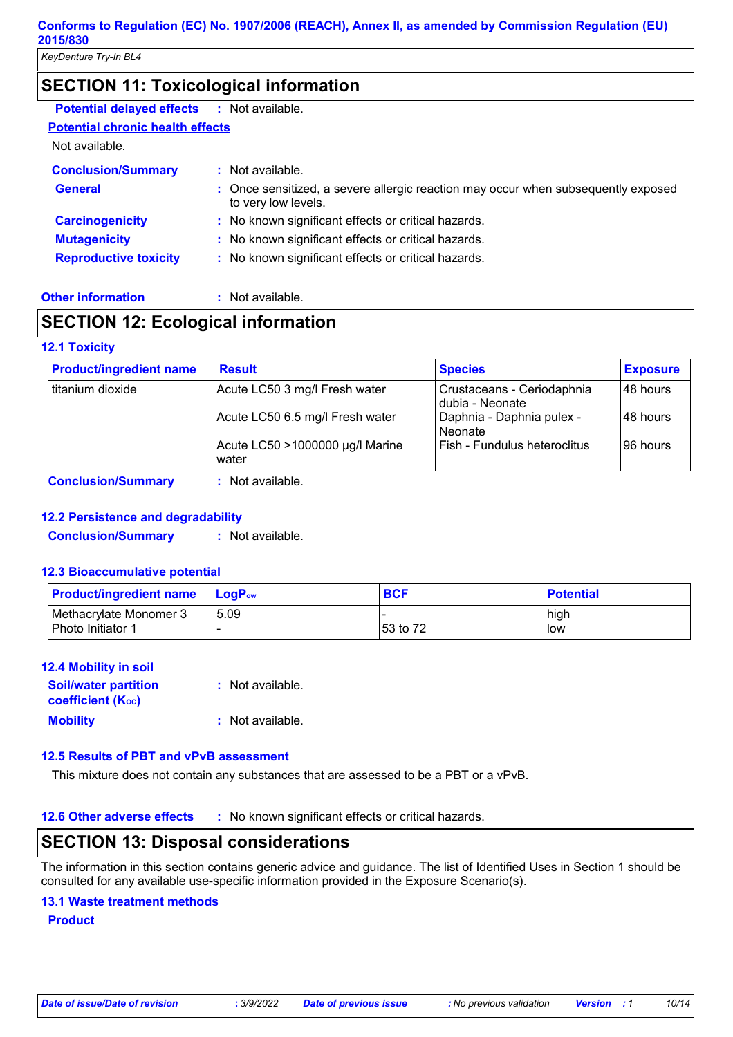## SECTION 11: Toxicological information

**Potential delayed effects** : Not available.

**Potential chronic health effects**

Not available.

**Conclusion/Summary** : Not available.

**General** : Once sensitized, a severe allergic reaction may occur when subsequently exposed to very low levels.

**Carcinogenicity** : No known significant effects or critical hazards.

**Mutagenicity** : No known significant effects or critical hazards.

**Reproductive toxicity** : No known significant effects or critical hazards.

**Other information** : Not available.

## SECTION 12: Ecological information

### 12.1 Toxicity

| Product/ingredient name | Result | Species | Exposure |
|---|---|---|---|
| titanium dioxide | Acute LC50 3 mg/l Fresh water | Crustaceans - Ceriodaphnia dubia - Neonate | 48 hours |
| | Acute LC50 6.5 mg/l Fresh water | Daphnia - Daphnia pulex - Neonate | 48 hours |
| | Acute LC50 >1000000 µg/l Marine water | Fish - Fundulus heteroclitus | 96 hours |

**Conclusion/Summary** : Not available.

### 12.2 Persistence and degradability

**Conclusion/Summary** : Not available.

### 12.3 Bioaccumulative potential

| Product/ingredient name | $LogP_{ow}$ | BCF | Potential |
|---|---|---|---|
| Methacrylate Monomer 3 | 5.09 | - | high |
| Photo Initiator 1 | - | 53 to 72 | low |

### 12.4 Mobility in soil

**Soil/water partition coefficient ($K_{OC}$)** : Not available.

**Mobility** : Not available.

### 12.5 Results of PBT and vPvB assessment

This mixture does not contain any substances that are assessed to be a PBT or a vPvB.

### 12.6 Other adverse effects

: No known significant effects or critical hazards.

## SECTION 13: Disposal considerations

The information in this section contains generic advice and guidance. The list of Identified Uses in Section 1 should be consulted for any available use-specific information provided in the Exposure Scenario(s).

### 13.1 Waste treatment methods

**Product**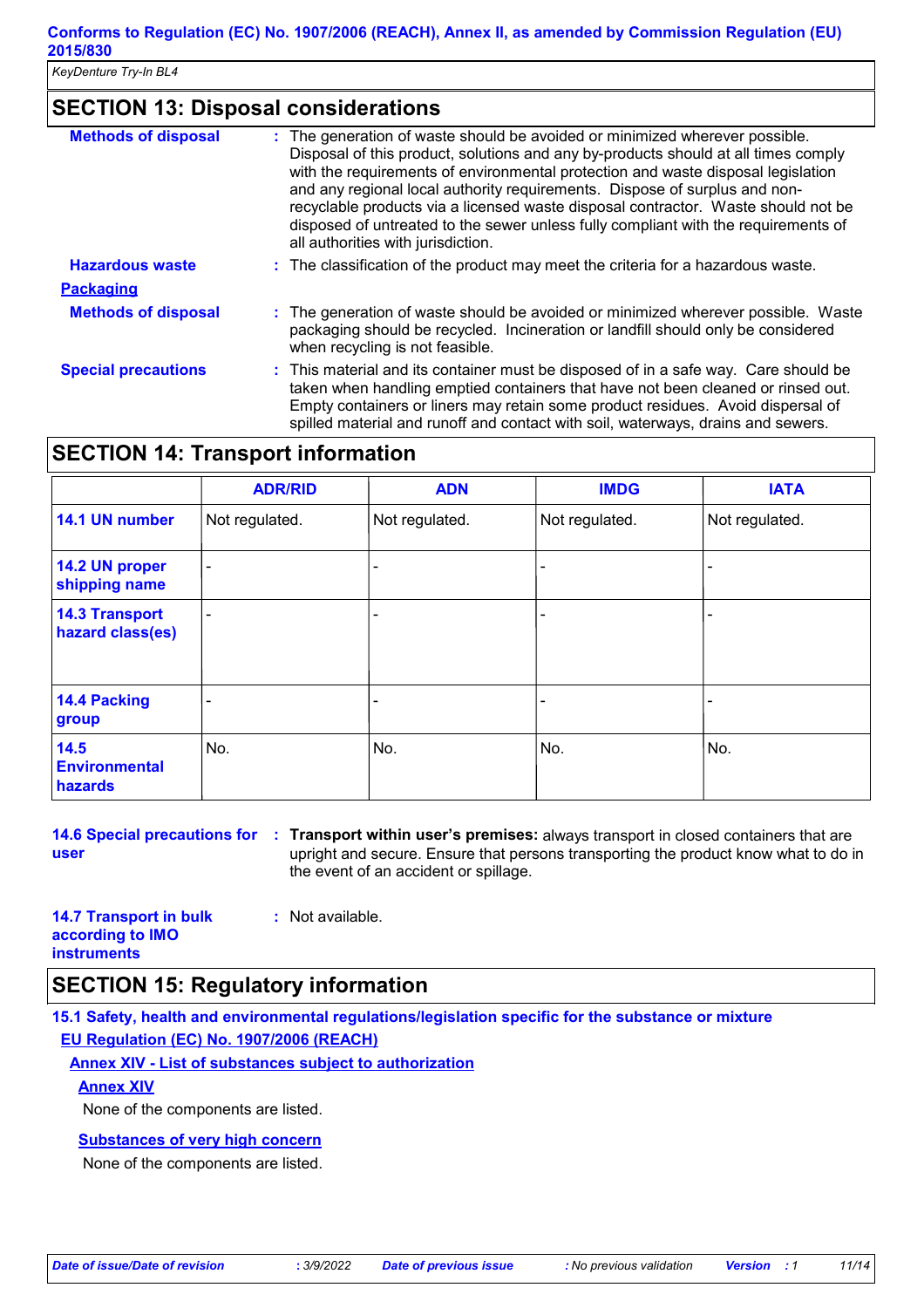## SECTION 13: Disposal considerations

**Methods of disposal** : The generation of waste should be avoided or minimized wherever possible. Disposal of this product, solutions and any by-products should at all times comply with the requirements of environmental protection and waste disposal legislation and any regional local authority requirements. Dispose of surplus and non-recyclable products via a licensed waste disposal contractor. Waste should not be disposed of untreated to the sewer unless fully compliant with the requirements of all authorities with jurisdiction.

**Hazardous waste** : The classification of the product may meet the criteria for a hazardous waste.

**Packaging**

**Methods of disposal** : The generation of waste should be avoided or minimized wherever possible. Waste packaging should be recycled. Incineration or landfill should only be considered when recycling is not feasible.

**Special precautions** : This material and its container must be disposed of in a safe way. Care should be taken when handling emptied containers that have not been cleaned or rinsed out. Empty containers or liners may retain some product residues. Avoid dispersal of spilled material and runoff and contact with soil, waterways, drains and sewers.

## SECTION 14: Transport information

| | ADR/RID | ADN | IMDG | IATA |
|---|---|---|---|---|
| 14.1 UN number | Not regulated. | Not regulated. | Not regulated. | Not regulated. |
| 14.2 UN proper shipping name | - | - | - | - |
| 14.3 Transport hazard class(es) | - | - | - | - |
| 14.4 Packing group | - | - | - | - |
| 14.5 Environmental hazards | No. | No. | No. | No. |

**14.6 Special precautions for user** : **Transport within user's premises:** always transport in closed containers that are upright and secure. Ensure that persons transporting the product know what to do in the event of an accident or spillage.

**14.7 Transport in bulk according to IMO instruments** : Not available.

## SECTION 15: Regulatory information

**15.1 Safety, health and environmental regulations/legislation specific for the substance or mixture**

**EU Regulation (EC) No. 1907/2006 (REACH)**

**Annex XIV - List of substances subject to authorization**

**Annex XIV**

None of the components are listed.

**Substances of very high concern**

None of the components are listed.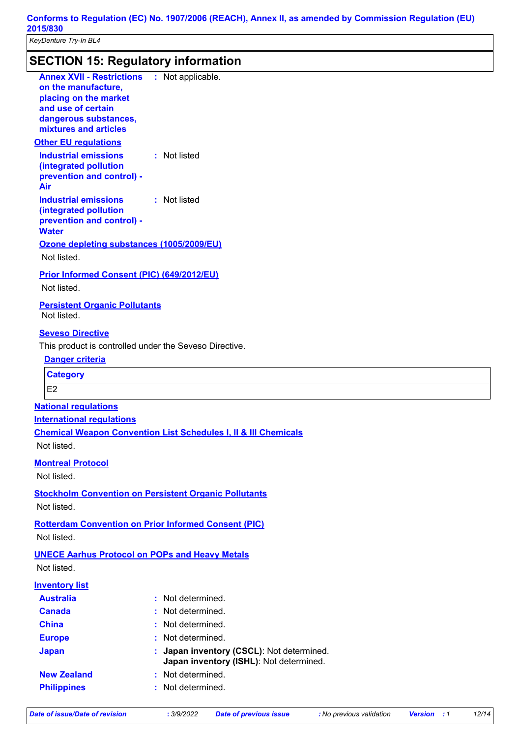## SECTION 15: Regulatory information

**Annex XVII - Restrictions on the manufacture, placing on the market and use of certain dangerous substances, mixtures and articles** : Not applicable.

**Other EU regulations**

**Industrial emissions (integrated pollution prevention and control) - Air** : Not listed

**Industrial emissions (integrated pollution prevention and control) - Water** : Not listed

**Ozone depleting substances (1005/2009/EU)**

Not listed.

**Prior Informed Consent (PIC) (649/2012/EU)**

Not listed.

**Persistent Organic Pollutants**

Not listed.

**Seveso Directive**

This product is controlled under the Seveso Directive.

**Danger criteria**

| Category |
| --- |
| E2 |

**National regulations**

**International regulations**

**Chemical Weapon Convention List Schedules I, II & III Chemicals**

Not listed.

**Montreal Protocol**

Not listed.

**Stockholm Convention on Persistent Organic Pollutants**

Not listed.

**Rotterdam Convention on Prior Informed Consent (PIC)**

Not listed.

**UNECE Aarhus Protocol on POPs and Heavy Metals**

Not listed.

**Inventory list**

**Australia** : Not determined.

**Canada** : Not determined.

**China** : Not determined.

**Europe** : Not determined.

**Japan** : **Japan inventory (CSCL)**: Not determined.
**Japan inventory (ISHL)**: Not determined.

**New Zealand** : Not determined.

**Philippines** : Not determined.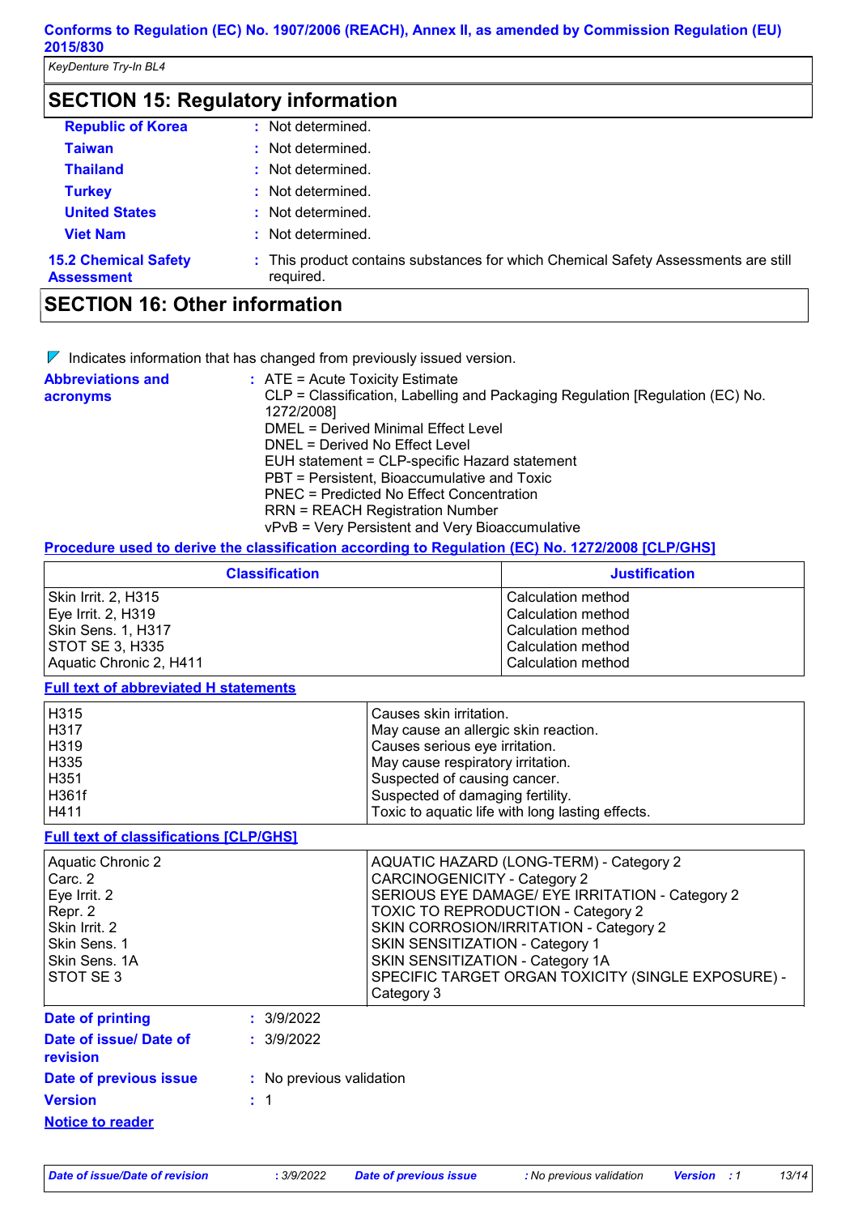## SECTION 15: Regulatory information

| | |
|---|---|
| **Republic of Korea** | : Not determined. |
| **Taiwan** | : Not determined. |
| **Thailand** | : Not determined. |
| **Turkey** | : Not determined. |
| **United States** | : Not determined. |
| **Viet Nam** | : Not determined. |

**15.2 Chemical Safety Assessment** : This product contains substances for which Chemical Safety Assessments are still required.

## SECTION 16: Other information

Indicates information that has changed from previously issued version.

**Abbreviations and acronyms** :
ATE = Acute Toxicity Estimate
CLP = Classification, Labelling and Packaging Regulation [Regulation (EC) No. 1272/2008]
DMEL = Derived Minimal Effect Level
DNEL = Derived No Effect Level
EUH statement = CLP-specific Hazard statement
PBT = Persistent, Bioaccumulative and Toxic
PNEC = Predicted No Effect Concentration
RRN = REACH Registration Number
vPvB = Very Persistent and Very Bioaccumulative

**Procedure used to derive the classification according to Regulation (EC) No. 1272/2008 [CLP/GHS]**

| Classification | Justification |
|---|---|
| Skin Irrit. 2, H315 | Calculation method |
| Eye Irrit. 2, H319 | Calculation method |
| Skin Sens. 1, H317 | Calculation method |
| STOT SE 3, H335 | Calculation method |
| Aquatic Chronic 2, H411 | Calculation method |

**Full text of abbreviated H statements**

| | |
|---|---|
| H315 | Causes skin irritation. |
| H317 | May cause an allergic skin reaction. |
| H319 | Causes serious eye irritation. |
| H335 | May cause respiratory irritation. |
| H351 | Suspected of causing cancer. |
| H361f | Suspected of damaging fertility. |
| H411 | Toxic to aquatic life with long lasting effects. |

**Full text of classifications [CLP/GHS]**

| | |
|---|---|
| Aquatic Chronic 2 | AQUATIC HAZARD (LONG-TERM) - Category 2 |
| Carc. 2 | CARCINOGENICITY - Category 2 |
| Eye Irrit. 2 | SERIOUS EYE DAMAGE/ EYE IRRITATION - Category 2 |
| Repr. 2 | TOXIC TO REPRODUCTION - Category 2 |
| Skin Irrit. 2 | SKIN CORROSION/IRRITATION - Category 2 |
| Skin Sens. 1 | SKIN SENSITIZATION - Category 1 |
| Skin Sens. 1A | SKIN SENSITIZATION - Category 1A |
| STOT SE 3 | SPECIFIC TARGET ORGAN TOXICITY (SINGLE EXPOSURE) - Category 3 |

| | |
|---|---|
| **Date of printing** | : 3/9/2022 |
| **Date of issue/ Date of revision** | : 3/9/2022 |
| **Date of previous issue** | : No previous validation |
| **Version** | : 1 |

**Notice to reader**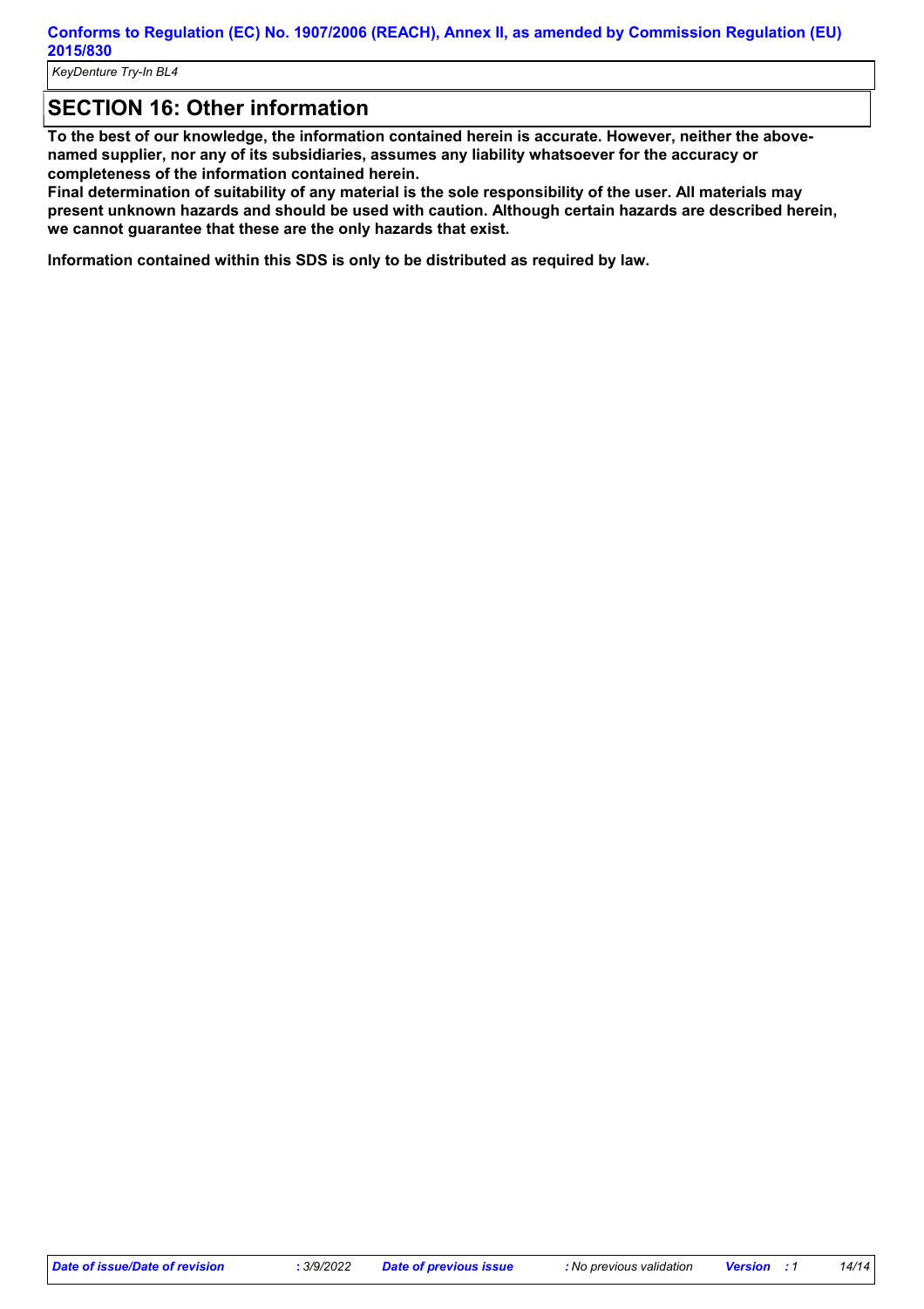## SECTION 16: Other information

**To the best of our knowledge, the information contained herein is accurate. However, neither the above-named supplier, nor any of its subsidiaries, assumes any liability whatsoever for the accuracy or completeness of the information contained herein.**

**Final determination of suitability of any material is the sole responsibility of the user. All materials may present unknown hazards and should be used with caution. Although certain hazards are described herein, we cannot guarantee that these are the only hazards that exist.**

**Information contained within this SDS is only to be distributed as required by law.**